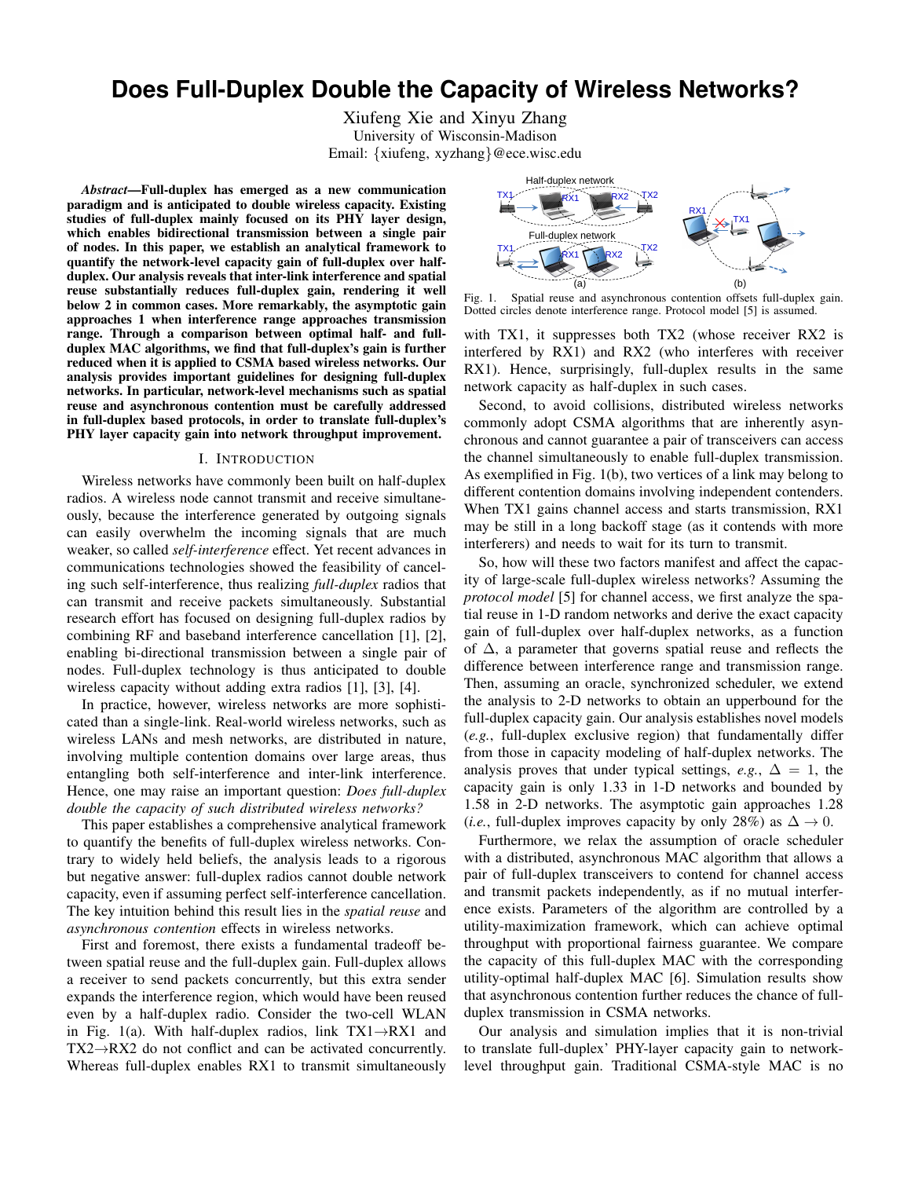# Does Full-Duplex Double the Capacity of Wireless Networks?

Xiufeng Xie and Xinyu Zhang
University of Wisconsin-Madison
Email: {xiufeng, xyzhang}@ece.wisc.edu

***Abstract*—Full-duplex has emerged as a new communication paradigm and is anticipated to double wireless capacity. Existing studies of full-duplex mainly focused on its PHY layer design, which enables bidirectional transmission between a single pair of nodes. In this paper, we establish an analytical framework to quantify the network-level capacity gain of full-duplex over half-duplex. Our analysis reveals that inter-link interference and spatial reuse substantially reduces full-duplex gain, rendering it well below 2 in common cases. More remarkably, the asymptotic gain approaches 1 when interference range approaches transmission range. Through a comparison between optimal half- and full-duplex MAC algorithms, we find that full-duplex's gain is further reduced when it is applied to CSMA based wireless networks. Our analysis provides important guidelines for designing full-duplex networks. In particular, network-level mechanisms such as spatial reuse and asynchronous contention must be carefully addressed in full-duplex based protocols, in order to translate full-duplex's PHY layer capacity gain into network throughput improvement.**

## I. Introduction

Wireless networks have commonly been built on half-duplex radios. A wireless node cannot transmit and receive simultaneously, because the interference generated by outgoing signals can easily overwhelm the incoming signals that are much weaker, so called *self-interference* effect. Yet recent advances in communications technologies showed the feasibility of canceling such self-interference, thus realizing *full-duplex* radios that can transmit and receive packets simultaneously. Substantial research effort has focused on designing full-duplex radios by combining RF and baseband interference cancellation [1], [2], enabling bi-directional transmission between a single pair of nodes. Full-duplex technology is thus anticipated to double wireless capacity without adding extra radios [1], [3], [4].

In practice, however, wireless networks are more sophisticated than a single-link. Real-world wireless networks, such as wireless LANs and mesh networks, are distributed in nature, involving multiple contention domains over large areas, thus entangling both self-interference and inter-link interference. Hence, one may raise an important question: *Does full-duplex double the capacity of such distributed wireless networks?*

This paper establishes a comprehensive analytical framework to quantify the benefits of full-duplex wireless networks. Contrary to widely held beliefs, the analysis leads to a rigorous but negative answer: full-duplex radios cannot double network capacity, even if assuming perfect self-interference cancellation. The key intuition behind this result lies in the *spatial reuse* and *asynchronous contention* effects in wireless networks.

First and foremost, there exists a fundamental tradeoff between spatial reuse and the full-duplex gain. Full-duplex allows a receiver to send packets concurrently, but this extra sender expands the interference region, which would have been reused even by a half-duplex radio. Consider the two-cell WLAN in Fig. 1(a). With half-duplex radios, link TX1→RX1 and TX2→RX2 do not conflict and can be activated concurrently. Whereas full-duplex enables RX1 to transmit simultaneously with TX1, it suppresses both TX2 (whose receiver RX2 is interfered by RX1) and RX2 (who interferes with receiver RX1). Hence, surprisingly, full-duplex results in the same network capacity as half-duplex in such cases.

Half-duplex network
TX1 RX1 RX2 TX2
Full-duplex network
TX1 RX1 RX2 TX2
(a)
RX1 TX1
(b)

Fig. 1. Spatial reuse and asynchronous contention offsets full-duplex gain. Dotted circles denote interference range. Protocol model [5] is assumed.

Second, to avoid collisions, distributed wireless networks commonly adopt CSMA algorithms that are inherently asynchronous and cannot guarantee a pair of transceivers can access the channel simultaneously to enable full-duplex transmission. As exemplified in Fig. 1(b), two vertices of a link may belong to different contention domains involving independent contenders. When TX1 gains channel access and starts transmission, RX1 may be still in a long backoff stage (as it contends with more interferers) and needs to wait for its turn to transmit.

So, how will these two factors manifest and affect the capacity of large-scale full-duplex wireless networks? Assuming the *protocol model* [5] for channel access, we first analyze the spatial reuse in 1-D random networks and derive the exact capacity gain of full-duplex over half-duplex networks, as a function of $\Delta$, a parameter that governs spatial reuse and reflects the difference between interference range and transmission range. Then, assuming an oracle, synchronized scheduler, we extend the analysis to 2-D networks to obtain an upperbound for the full-duplex capacity gain. Our analysis establishes novel models (*e.g.*, full-duplex exclusive region) that fundamentally differ from those in capacity modeling of half-duplex networks. The analysis proves that under typical settings, *e.g.*, $\Delta = 1$, the capacity gain is only 1.33 in 1-D networks and bounded by 1.58 in 2-D networks. The asymptotic gain approaches 1.28 (*i.e.*, full-duplex improves capacity by only 28%) as $\Delta \to 0$.

Furthermore, we relax the assumption of oracle scheduler with a distributed, asynchronous MAC algorithm that allows a pair of full-duplex transceivers to contend for channel access and transmit packets independently, as if no mutual interference exists. Parameters of the algorithm are controlled by a utility-maximization framework, which can achieve optimal throughput with proportional fairness guarantee. We compare the capacity of this full-duplex MAC with the corresponding utility-optimal half-duplex MAC [6]. Simulation results show that asynchronous contention further reduces the chance of full-duplex transmission in CSMA networks.

Our analysis and simulation implies that it is non-trivial to translate full-duplex' PHY-layer capacity gain to network-level throughput gain. Traditional CSMA-style MAC is no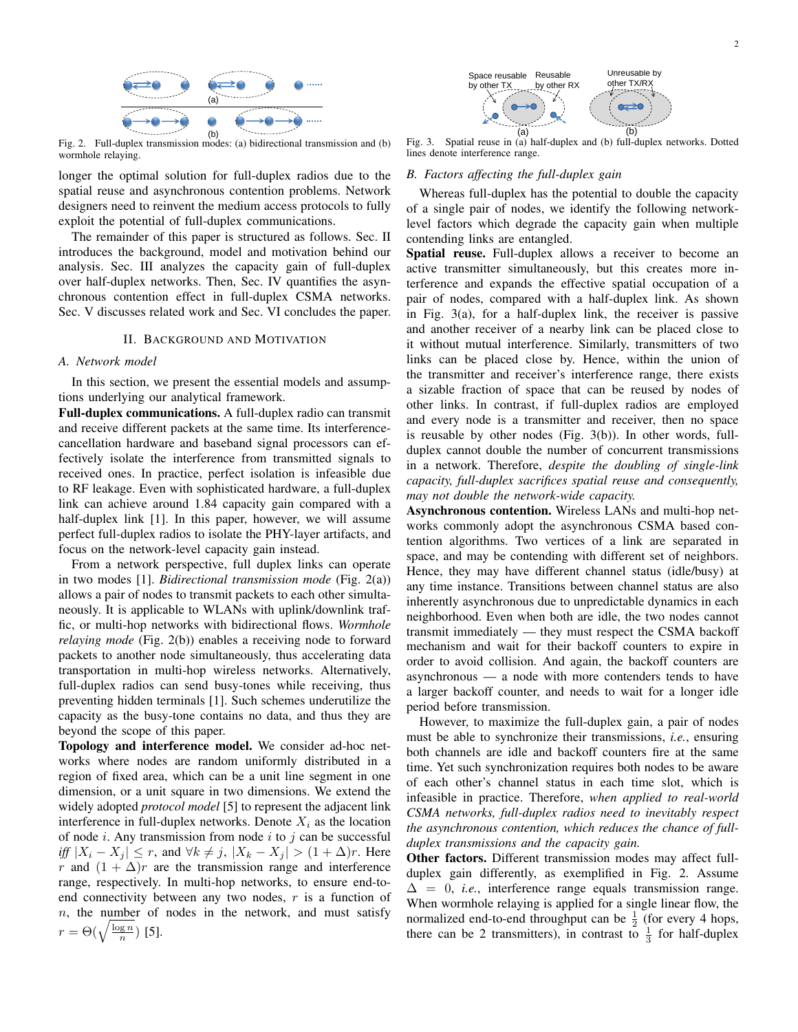(a)

(b)

Fig. 2. Full-duplex transmission modes: (a) bidirectional transmission and (b) wormhole relaying.

Space reusable by other TX

Reusable by other RX

Unreusable by other TX/RX

(a)

(b)

Fig. 3. Spatial reuse in (a) half-duplex and (b) full-duplex networks. Dotted lines denote interference range.

longer the optimal solution for full-duplex radios due to the spatial reuse and asynchronous contention problems. Network designers need to reinvent the medium access protocols to fully exploit the potential of full-duplex communications.

The remainder of this paper is structured as follows. Sec. II introduces the background, model and motivation behind our analysis. Sec. III analyzes the capacity gain of full-duplex over half-duplex networks. Then, Sec. IV quantifies the asynchronous contention effect in full-duplex CSMA networks. Sec. V discusses related work and Sec. VI concludes the paper.

## II. Background and Motivation

### A. Network model

In this section, we present the essential models and assumptions underlying our analytical framework.

**Full-duplex communications.** A full-duplex radio can transmit and receive different packets at the same time. Its interference-cancellation hardware and baseband signal processors can effectively isolate the interference from transmitted signals to received ones. In practice, perfect isolation is infeasible due to RF leakage. Even with sophisticated hardware, a full-duplex link can achieve around 1.84 capacity gain compared with a half-duplex link [1]. In this paper, however, we will assume perfect full-duplex radios to isolate the PHY-layer artifacts, and focus on the network-level capacity gain instead.

From a network perspective, full duplex links can operate in two modes [1]. *Bidirectional transmission mode* (Fig. 2(a)) allows a pair of nodes to transmit packets to each other simultaneously. It is applicable to WLANs with uplink/downlink traffic, or multi-hop networks with bidirectional flows. *Wormhole relaying mode* (Fig. 2(b)) enables a receiving node to forward packets to another node simultaneously, thus accelerating data transportation in multi-hop wireless networks. Alternatively, full-duplex radios can send busy-tones while receiving, thus preventing hidden terminals [1]. Such schemes underutilize the capacity as the busy-tone contains no data, and thus they are beyond the scope of this paper.

**Topology and interference model.** We consider ad-hoc networks where nodes are random uniformly distributed in a region of fixed area, which can be a unit line segment in one dimension, or a unit square in two dimensions. We extend the widely adopted *protocol model* [5] to represent the adjacent link interference in full-duplex networks. Denote $X_i$ as the location of node $i$. Any transmission from node $i$ to $j$ can be successful *iff* $|X_i - X_j| \leq r$, and $\forall k \neq j$, $|X_k - X_j| > (1 + \Delta)r$. Here $r$ and $(1 + \Delta)r$ are the transmission range and interference range, respectively. In multi-hop networks, to ensure end-to-end connectivity between any two nodes, $r$ is a function of $n$, the number of nodes in the network, and must satisfy $r = \Theta(\sqrt{\frac{\log n}{n}})$ [5].

### B. Factors affecting the full-duplex gain

Whereas full-duplex has the potential to double the capacity of a single pair of nodes, we identify the following network-level factors which degrade the capacity gain when multiple contending links are entangled.

**Spatial reuse.** Full-duplex allows a receiver to become an active transmitter simultaneously, but this creates more interference and expands the effective spatial occupation of a pair of nodes, compared with a half-duplex link. As shown in Fig. 3(a), for a half-duplex link, the receiver is passive and another receiver of a nearby link can be placed close to it without mutual interference. Similarly, transmitters of two links can be placed close by. Hence, within the union of the transmitter and receiver's interference range, there exists a sizable fraction of space that can be reused by nodes of other links. In contrast, if full-duplex radios are employed and every node is a transmitter and receiver, then no space is reusable by other nodes (Fig. 3(b)). In other words, full-duplex cannot double the number of concurrent transmissions in a network. Therefore, *despite the doubling of single-link capacity, full-duplex sacrifices spatial reuse and consequently, may not double the network-wide capacity.*

**Asynchronous contention.** Wireless LANs and multi-hop networks commonly adopt the asynchronous CSMA based contention algorithms. Two vertices of a link are separated in space, and may be contending with different set of neighbors. Hence, they may have different channel status (idle/busy) at any time instance. Transitions between channel status are also inherently asynchronous due to unpredictable dynamics in each neighborhood. Even when both are idle, the two nodes cannot transmit immediately — they must respect the CSMA backoff mechanism and wait for their backoff counters to expire in order to avoid collision. And again, the backoff counters are asynchronous — a node with more contenders tends to have a larger backoff counter, and needs to wait for a longer idle period before transmission.

However, to maximize the full-duplex gain, a pair of nodes must be able to synchronize their transmissions, *i.e.*, ensuring both channels are idle and backoff counters fire at the same time. Yet such synchronization requires both nodes to be aware of each other's channel status in each time slot, which is infeasible in practice. Therefore, *when applied to real-world CSMA networks, full-duplex radios need to inevitably respect the asynchronous contention, which reduces the chance of full-duplex transmissions and the capacity gain.*

**Other factors.** Different transmission modes may affect full-duplex gain differently, as exemplified in Fig. 2. Assume $\Delta = 0$, *i.e.*, interference range equals transmission range. When wormhole relaying is applied for a single linear flow, the normalized end-to-end throughput can be $\frac{1}{2}$ (for every 4 hops, there can be 2 transmitters), in contrast to $\frac{1}{3}$ for half-duplex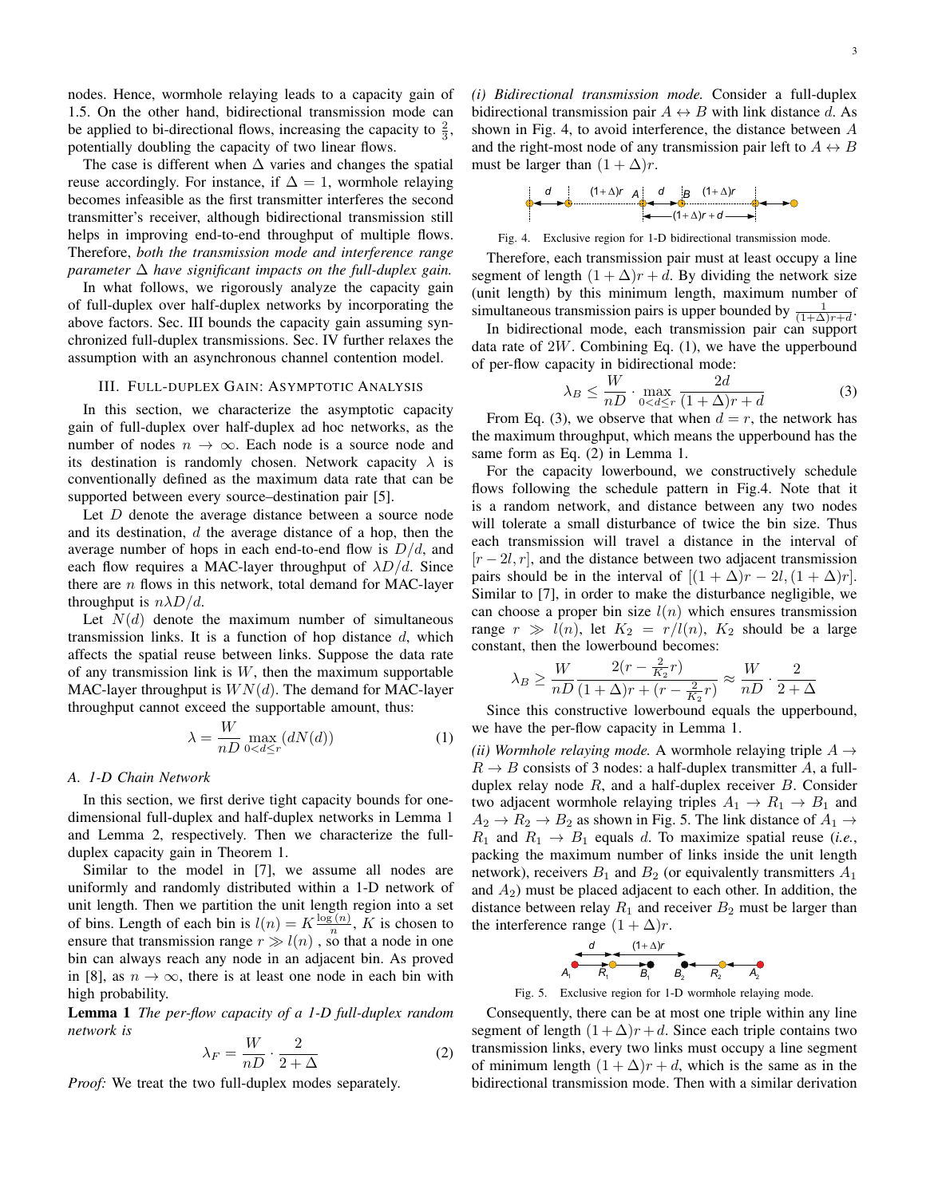nodes. Hence, wormhole relaying leads to a capacity gain of 1.5. On the other hand, bidirectional transmission mode can be applied to bi-directional flows, increasing the capacity to $\frac{2}{3}$, potentially doubling the capacity of two linear flows.

The case is different when $\Delta$ varies and changes the spatial reuse accordingly. For instance, if $\Delta = 1$, wormhole relaying becomes infeasible as the first transmitter interferes the second transmitter's receiver, although bidirectional transmission still helps in improving end-to-end throughput of multiple flows. Therefore, *both the transmission mode and interference range parameter $\Delta$ have significant impacts on the full-duplex gain.*

In what follows, we rigorously analyze the capacity gain of full-duplex over half-duplex networks by incorporating the above factors. Sec. III bounds the capacity gain assuming synchronized full-duplex transmissions. Sec. IV further relaxes the assumption with an asynchronous channel contention model.

## III. Full-duplex Gain: Asymptotic Analysis

In this section, we characterize the asymptotic capacity gain of full-duplex over half-duplex ad hoc networks, as the number of nodes $n \to \infty$. Each node is a source node and its destination is randomly chosen. Network capacity $\lambda$ is conventionally defined as the maximum data rate that can be supported between every source–destination pair [5].

Let $D$ denote the average distance between a source node and its destination, $d$ the average distance of a hop, then the average number of hops in each end-to-end flow is $D/d$, and each flow requires a MAC-layer throughput of $\lambda D/d$. Since there are $n$ flows in this network, total demand for MAC-layer throughput is $n\lambda D/d$.

Let $N(d)$ denote the maximum number of simultaneous transmission links. It is a function of hop distance $d$, which affects the spatial reuse between links. Suppose the data rate of any transmission link is $W$, then the maximum supportable MAC-layer throughput is $WN(d)$. The demand for MAC-layer throughput cannot exceed the supportable amount, thus:

$$\lambda = \frac{W}{nD} \max_{0<d\le r} (dN(d)) \tag{1}$$

### A. 1-D Chain Network

In this section, we first derive tight capacity bounds for one-dimensional full-duplex and half-duplex networks in Lemma 1 and Lemma 2, respectively. Then we characterize the full-duplex capacity gain in Theorem 1.

Similar to the model in [7], we assume all nodes are uniformly and randomly distributed within a 1-D network of unit length. Then we partition the unit length region into a set of bins. Length of each bin is $l(n) = K\frac{\log(n)}{n}$, $K$ is chosen to ensure that transmission range $r \gg l(n)$ , so that a node in one bin can always reach any node in an adjacent bin. As proved in [8], as $n \to \infty$, there is at least one node in each bin with high probability.

**Lemma 1** *The per-flow capacity of a 1-D full-duplex random network is*

$$\lambda_F = \frac{W}{nD} \cdot \frac{2}{2+\Delta} \tag{2}$$

*Proof:* We treat the two full-duplex modes separately.

*(i) Bidirectional transmission mode.* Consider a full-duplex bidirectional transmission pair $A \leftrightarrow B$ with link distance $d$. As shown in Fig. 4, to avoid interference, the distance between $A$ and the right-most node of any transmission pair left to $A \leftrightarrow B$ must be larger than $(1+\Delta)r$.

Fig. 4. Exclusive region for 1-D bidirectional transmission mode.

Therefore, each transmission pair must at least occupy a line segment of length $(1+\Delta)r + d$. By dividing the network size (unit length) by this minimum length, maximum number of simultaneous transmission pairs is upper bounded by $\frac{1}{(1+\Delta)r+d}$.

In bidirectional mode, each transmission pair can support data rate of $2W$. Combining Eq. (1), we have the upperbound of per-flow capacity in bidirectional mode:

$$\lambda_B \le \frac{W}{nD} \cdot \max_{0<d\le r} \frac{2d}{(1+\Delta)r+d} \tag{3}$$

From Eq. (3), we observe that when $d = r$, the network has the maximum throughput, which means the upperbound has the same form as Eq. (2) in Lemma 1.

For the capacity lowerbound, we constructively schedule flows following the schedule pattern in Fig.4. Note that it is a random network, and distance between any two nodes will tolerate a small disturbance of twice the bin size. Thus each transmission will travel a distance in the interval of $[r-2l, r]$, and the distance between two adjacent transmission pairs should be in the interval of $[(1+\Delta)r - 2l, (1+\Delta)r]$. Similar to [7], in order to make the disturbance negligible, we can choose a proper bin size $l(n)$ which ensures transmission range $r \gg l(n)$, let $K_2 = r/l(n)$, $K_2$ should be a large constant, then the lowerbound becomes:

$$\lambda_B \ge \frac{W}{nD} \frac{2(r - \frac{2}{K_2}r)}{(1+\Delta)r + (r - \frac{2}{K_2}r)} \approx \frac{W}{nD} \cdot \frac{2}{2+\Delta}$$

Since this constructive lowerbound equals the upperbound, we have the per-flow capacity in Lemma 1.

*(ii) Wormhole relaying mode.* A wormhole relaying triple $A \to R \to B$ consists of 3 nodes: a half-duplex transmitter $A$, a full-duplex relay node $R$, and a half-duplex receiver $B$. Consider two adjacent wormhole relaying triples $A_1 \to R_1 \to B_1$ and $A_2 \to R_2 \to B_2$ as shown in Fig. 5. The link distance of $A_1 \to R_1$ and $R_1 \to B_1$ equals $d$. To maximize spatial reuse (*i.e.*, packing the maximum number of links inside the unit length network), receivers $B_1$ and $B_2$ (or equivalently transmitters $A_1$ and $A_2$) must be placed adjacent to each other. In addition, the distance between relay $R_1$ and receiver $B_2$ must be larger than the interference range $(1+\Delta)r$.

Fig. 5. Exclusive region for 1-D wormhole relaying mode.

Consequently, there can be at most one triple within any line segment of length $(1+\Delta)r+d$. Since each triple contains two transmission links, every two links must occupy a line segment of minimum length $(1+\Delta)r+d$, which is the same as in the bidirectional transmission mode. Then with a similar derivation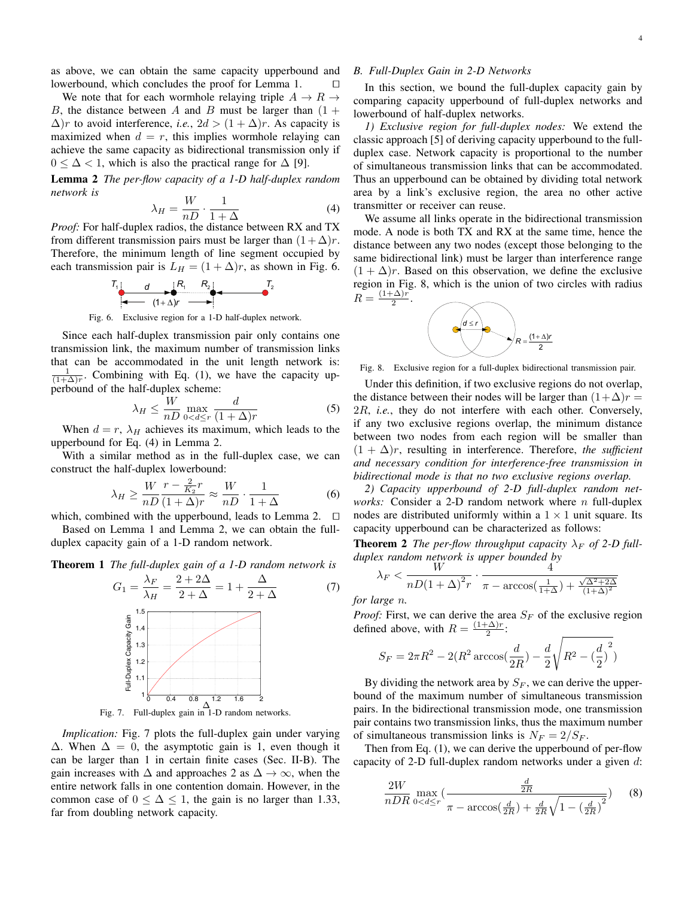as above, we can obtain the same capacity upperbound and lowerbound, which concludes the proof for Lemma 1. □

We note that for each wormhole relaying triple $A \rightarrow R \rightarrow B$, the distance between $A$ and $B$ must be larger than $(1+\Delta)r$ to avoid interference, *i.e.*, $2d > (1+\Delta)r$. As capacity is maximized when $d = r$, this implies wormhole relaying can achieve the same capacity as bidirectional transmission only if $0 \leq \Delta < 1$, which is also the practical range for $\Delta$ [9].

**Lemma 2** *The per-flow capacity of a 1-D half-duplex random network is*

$$\lambda_H = \frac{W}{nD} \cdot \frac{1}{1+\Delta} \tag{4}$$

*Proof:* For half-duplex radios, the distance between RX and TX from different transmission pairs must be larger than $(1+\Delta)r$. Therefore, the minimum length of line segment occupied by each transmission pair is $L_H = (1+\Delta)r$, as shown in Fig. 6.

Fig. 6. Exclusive region for a 1-D half-duplex network.

Since each half-duplex transmission pair only contains one transmission link, the maximum number of transmission links that can be accommodated in the unit length network is: $\frac{1}{(1+\Delta)r}$. Combining with Eq. (1), we have the capacity upperbound of the half-duplex scheme:

$$\lambda_H \leq \frac{W}{nD} \max_{0<d\leq r} \frac{d}{(1+\Delta)r} \tag{5}$$

When $d = r$, $\lambda_H$ achieves its maximum, which leads to the upperbound for Eq. (4) in Lemma 2.

With a similar method as in the full-duplex case, we can construct the half-duplex lowerbound:

$$\lambda_H \geq \frac{W}{nD} \frac{r - \frac{2}{K_2}r}{(1+\Delta)r} \approx \frac{W}{nD} \cdot \frac{1}{1+\Delta} \tag{6}$$

which, combined with the upperbound, leads to Lemma 2. □

Based on Lemma 1 and Lemma 2, we can obtain the full-duplex capacity gain of a 1-D random network.

**Theorem 1** *The full-duplex gain of a 1-D random network is*

$$G_1 = \frac{\lambda_F}{\lambda_H} = \frac{2+2\Delta}{2+\Delta} = 1 + \frac{\Delta}{2+\Delta} \tag{7}$$

Fig. 7. Full-duplex gain in 1-D random networks.

*Implication:* Fig. 7 plots the full-duplex gain under varying $\Delta$. When $\Delta = 0$, the asymptotic gain is 1, even though it can be larger than 1 in certain finite cases (Sec. II-B). The gain increases with $\Delta$ and approaches 2 as $\Delta \rightarrow \infty$, when the entire network falls in one contention domain. However, in the common case of $0 \leq \Delta \leq 1$, the gain is no larger than 1.33, far from doubling network capacity.

## B. Full-Duplex Gain in 2-D Networks

In this section, we bound the full-duplex capacity gain by comparing capacity upperbound of full-duplex networks and lowerbound of half-duplex networks.

*1) Exclusive region for full-duplex nodes:* We extend the classic approach [5] of deriving capacity upperbound to the full-duplex case. Network capacity is proportional to the number of simultaneous transmission links that can be accommodated. Thus an upperbound can be obtained by dividing total network area by a link's exclusive region, the area no other active transmitter or receiver can reuse.

We assume all links operate in the bidirectional transmission mode. A node is both TX and RX at the same time, hence the distance between any two nodes (except those belonging to the same bidirectional link) must be larger than interference range $(1+\Delta)r$. Based on this observation, we define the exclusive region in Fig. 8, which is the union of two circles with radius $R = \frac{(1+\Delta)r}{2}$.

Fig. 8. Exclusive region for a full-duplex bidirectional transmission pair.

Under this definition, if two exclusive regions do not overlap, the distance between their nodes will be larger than $(1+\Delta)r = 2R$, *i.e.*, they do not interfere with each other. Conversely, if any two exclusive regions overlap, the minimum distance between two nodes from each region will be smaller than $(1+\Delta)r$, resulting in interference. Therefore, *the sufficient and necessary condition for interference-free transmission in bidirectional mode is that no two exclusive regions overlap.*

*2) Capacity upperbound of 2-D full-duplex networks:* Consider a 2-D random network where $n$ full-duplex nodes are distributed uniformly within a $1 \times 1$ unit square. Its capacity upperbound can be characterized as follows:

**Theorem 2** *The per-flow throughput capacity $\lambda_F$ of 2-D full-duplex random network is upper bounded by*

$$\lambda_F < \frac{W}{nD(1+\Delta)^2 r} \cdot \frac{4}{\pi - \arccos(\frac{1}{1+\Delta}) + \frac{\sqrt{\Delta^2+2\Delta}}{(1+\Delta)^2}}$$

*for large $n$.*

*Proof:* First, we can derive the area $S_F$ of the exclusive region defined above, with $R = \frac{(1+\Delta)r}{2}$:

$$S_F = 2\pi R^2 - 2(R^2 \arccos(\frac{d}{2R}) - \frac{d}{2}\sqrt{R^2 - (\frac{d}{2})^2})$$

By dividing the network area by $S_F$, we can derive the upperbound of the maximum number of simultaneous transmission pairs. In the bidirectional transmission mode, one transmission pair contains two transmission links, thus the maximum number of simultaneous transmission links is $N_F = 2/S_F$.

Then from Eq. (1), we can derive the upperbound of per-flow capacity of 2-D full-duplex random networks under a given $d$:

$$\frac{2W}{nDR} \max_{0<d\leq r} \left( \frac{\frac{d}{2R}}{\pi - \arccos(\frac{d}{2R}) + \frac{d}{2R}\sqrt{1-(\frac{d}{2R})^2}} \right) \tag{8}$$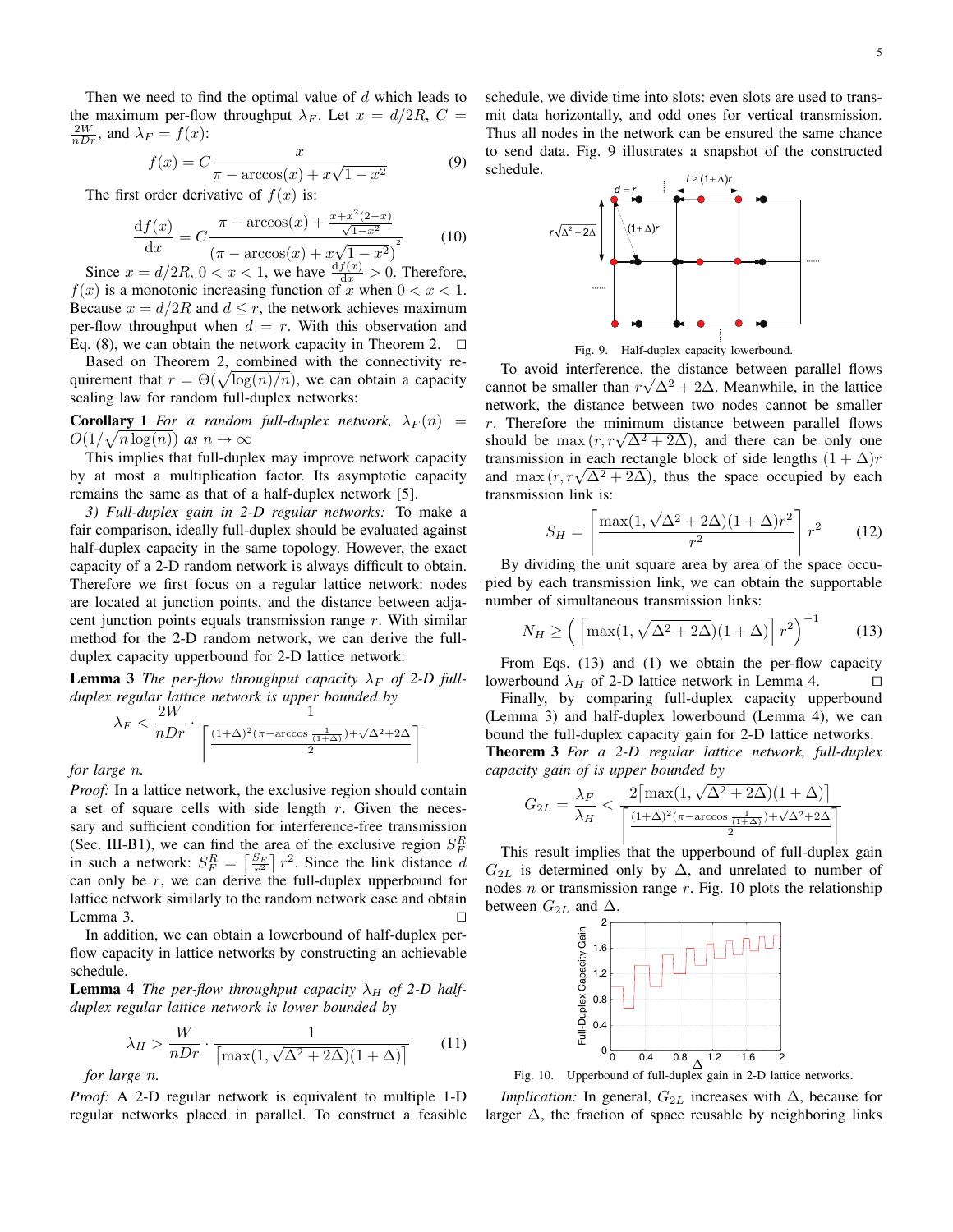Then we need to find the optimal value of $d$ which leads to the maximum per-flow throughput $\lambda_F$. Let $x = d/2R$, $C = \frac{2W}{nDr}$, and $\lambda_F = f(x)$:

$$f(x) = C\frac{x}{\pi - \arccos(x) + x\sqrt{1-x^2}} \tag{9}$$

The first order derivative of $f(x)$ is:

$$\frac{\mathrm{d}f(x)}{\mathrm{d}x} = C\frac{\pi - \arccos(x) + \frac{x+x^2(2-x)}{\sqrt{1-x^2}}}{\left(\pi - \arccos(x) + x\sqrt{1-x^2}\right)^2} \tag{10}$$

Since $x = d/2R$, $0 < x < 1$, we have $\frac{\mathrm{d}f(x)}{\mathrm{d}x} > 0$. Therefore, $f(x)$ is a monotonic increasing function of $x$ when $0 < x < 1$. Because $x = d/2R$ and $d \leq r$, the network achieves maximum per-flow throughput when $d = r$. With this observation and Eq. (8), we can obtain the network capacity in Theorem 2. $\square$

Based on Theorem 2, combined with the connectivity requirement that $r = \Theta(\sqrt{\log(n)/n})$, we can obtain a capacity scaling law for random full-duplex networks:

**Corollary 1** *For a random full-duplex network, $\lambda_F(n) = O(1/\sqrt{n\log(n)})$ as $n \to \infty$*

This implies that full-duplex may improve network capacity by at most a multiplication factor. Its asymptotic capacity remains the same as that of a half-duplex network [5].

*3) Full-duplex gain in 2-D regular networks:* To make a fair comparison, ideally full-duplex should be evaluated against half-duplex capacity in the same topology. However, the exact capacity of a 2-D random network is always difficult to obtain. Therefore we first focus on a regular lattice network: nodes are located at junction points, and the distance between adjacent junction points equals transmission range $r$. With similar method for the 2-D random network, we can derive the full-duplex capacity upperbound for 2-D lattice network:

**Lemma 3** *The per-flow throughput capacity $\lambda_F$ of 2-D full-duplex regular lattice network is upper bounded by*

$$\lambda_F < \frac{2W}{nDr} \cdot \frac{1}{\left\lceil \frac{(1+\Delta)^2(\pi - \arccos\frac{1}{(1+\Delta)}) + \sqrt{\Delta^2+2\Delta}}{2} \right\rceil}$$

*for large $n$.*

*Proof:* In a lattice network, the exclusive region should contain a set of square cells with side length $r$. Given the necessary and sufficient condition for interference-free transmission (Sec. III-B1), we can find the area of the exclusive region $S_F^R$ in such a network: $S_F^R = \left\lceil \frac{S_F}{r^2} \right\rceil r^2$. Since the link distance $d$ can only be $r$, we can derive the full-duplex upperbound for lattice network similarly to the random network case and obtain Lemma 3. $\square$

In addition, we can obtain a lowerbound of half-duplex per-flow capacity in lattice networks by constructing an achievable schedule.

**Lemma 4** *The per-flow throughput capacity $\lambda_H$ of 2-D half-duplex regular lattice network is lower bounded by*

$$\lambda_H > \frac{W}{nDr} \cdot \frac{1}{\lceil \max(1, \sqrt{\Delta^2+2\Delta})(1+\Delta) \rceil} \tag{11}$$

*for large $n$.*

*Proof:* A 2-D regular network is equivalent to multiple 1-D regular networks placed in parallel. To construct a feasible schedule, we divide time into slots: even slots are used to transmit data horizontally, and odd ones for vertical transmission. Thus all nodes in the network can be ensured the same chance to send data. Fig. 9 illustrates a snapshot of the constructed schedule.

Fig. 9. Half-duplex capacity lowerbound.

To avoid interference, the distance between parallel flows cannot be smaller than $r\sqrt{\Delta^2 + 2\Delta}$. Meanwhile, in the lattice network, the distance between two nodes cannot be smaller $r$. Therefore the minimum distance between parallel flows should be $\max(r, r\sqrt{\Delta^2 + 2\Delta})$, and there can be only one transmission in each rectangle block of side lengths $(1+\Delta)r$ and $\max(r, r\sqrt{\Delta^2 + 2\Delta})$, thus the space occupied by each transmission link is:

$$S_H = \left\lceil \frac{\max(1, \sqrt{\Delta^2+2\Delta})(1+\Delta)r^2}{r^2} \right\rceil r^2 \tag{12}$$

By dividing the unit square area by area of the space occupied by each transmission link, we can obtain the supportable number of simultaneous transmission links:

$$N_H \geq \left( \left\lceil \max(1, \sqrt{\Delta^2+2\Delta})(1+\Delta) \right\rceil r^2 \right)^{-1} \tag{13}$$

From Eqs. (13) and (1) we obtain the per-flow capacity lowerbound $\lambda_H$ of 2-D lattice network in Lemma 4. $\square$

Finally, by comparing full-duplex capacity upperbound (Lemma 3) and half-duplex lowerbound (Lemma 4), we can bound the full-duplex capacity gain for 2-D lattice networks.

**Theorem 3** *For a 2-D regular lattice network, full-duplex capacity gain of is upper bounded by*

$$G_{2L} = \frac{\lambda_F}{\lambda_H} < \frac{2\lceil \max(1, \sqrt{\Delta^2+2\Delta})(1+\Delta) \rceil}{\left\lceil \frac{(1+\Delta)^2(\pi - \arccos\frac{1}{(1+\Delta)}) + \sqrt{\Delta^2+2\Delta}}{2} \right\rceil}$$

This result implies that the upperbound of full-duplex gain $G_{2L}$ is determined only by $\Delta$, and unrelated to number of nodes $n$ or transmission range $r$. Fig. 10 plots the relationship between $G_{2L}$ and $\Delta$.

Fig. 10. Upperbound of full-duplex gain in 2-D lattice networks.

*Implication:* In general, $G_{2L}$ increases with $\Delta$, because for larger $\Delta$, the fraction of space reusable by neighboring links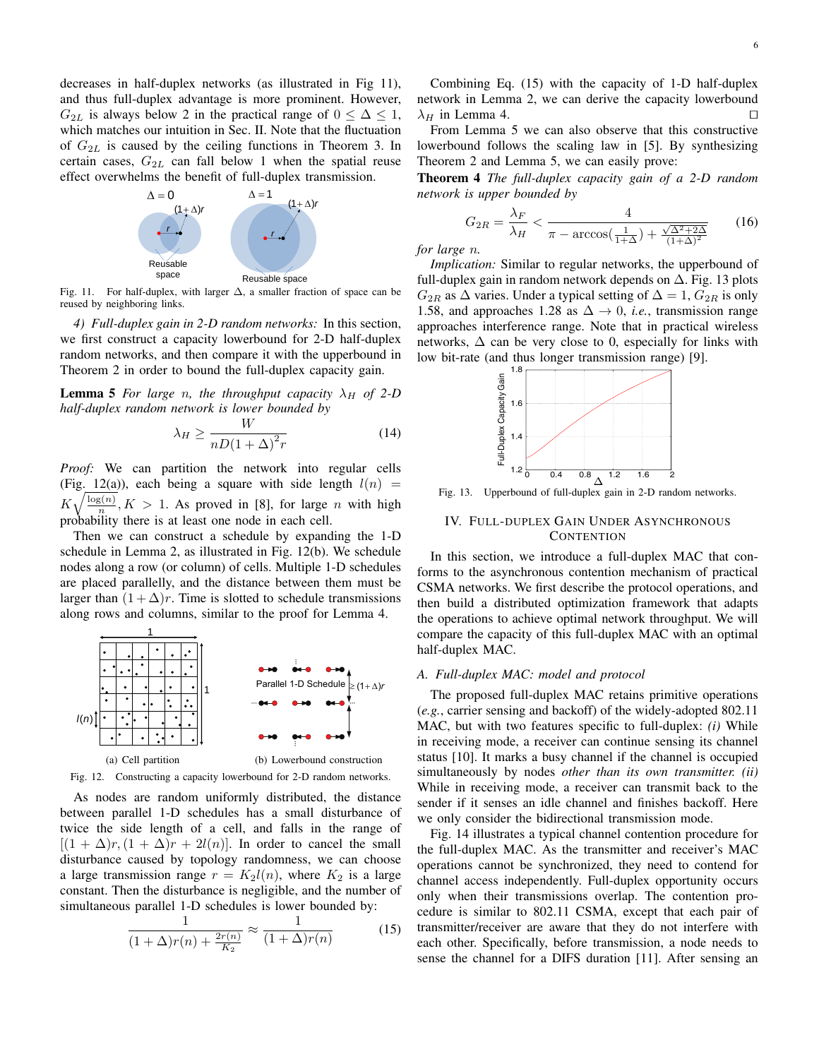decreases in half-duplex networks (as illustrated in Fig 11), and thus full-duplex advantage is more prominent. However, $G_{2L}$ is always below 2 in the practical range of $0 \leq \Delta \leq 1$, which matches our intuition in Sec. II. Note that the fluctuation of $G_{2L}$ is caused by the ceiling functions in Theorem 3. In certain cases, $G_{2L}$ can fall below 1 when the spatial reuse effect overwhelms the benefit of full-duplex transmission.

Fig. 11. For half-duplex, with larger $\Delta$, a smaller fraction of space can be reused by neighboring links.

*4) Full-duplex gain in 2-D random networks:* In this section, we first construct a capacity lowerbound for 2-D half-duplex random networks, and then compare it with the upperbound in Theorem 2 in order to bound the full-duplex capacity gain.

**Lemma 5** *For large $n$, the throughput capacity $\lambda_H$ of 2-D half-duplex random network is lower bounded by*

$$\lambda_H \geq \frac{W}{nD(1+\Delta)^2 r} \tag{14}$$

*Proof:* We can partition the network into regular cells (Fig. 12(a)), each being a square with side length $l(n) = K\sqrt{\frac{\log(n)}{n}}, K > 1$. As proved in [8], for large $n$ with high probability there is at least one node in each cell.

Then we can construct a schedule by expanding the 1-D schedule in Lemma 2, as illustrated in Fig. 12(b). We schedule nodes along a row (or column) of cells. Multiple 1-D schedules are placed parallelly, and the distance between them must be larger than $(1+\Delta)r$. Time is slotted to schedule transmissions along rows and columns, similar to the proof for Lemma 4.

(a) Cell partition (b) Lowerbound construction

Fig. 12. Constructing a capacity lowerbound for 2-D random networks.

As nodes are random uniformly distributed, the distance between parallel 1-D schedules has a small disturbance of twice the side length of a cell, and falls in the range of $[(1+\Delta)r, (1+\Delta)r + 2l(n)]$. In order to cancel the small disturbance caused by topology randomness, we can choose a large transmission range $r = K_2 l(n)$, where $K_2$ is a large constant. Then the disturbance is negligible, and the number of simultaneous parallel 1-D schedules is lower bounded by:

$$\frac{1}{(1+\Delta)r(n) + \frac{2r(n)}{K_2}} \approx \frac{1}{(1+\Delta)r(n)} \tag{15}$$

Combining Eq. (15) with the capacity of 1-D half-duplex network in Lemma 2, we can derive the capacity lowerbound $\lambda_H$ in Lemma 4. □

From Lemma 5 we can also observe that this constructive lowerbound follows the scaling law in [5]. By synthesizing Theorem 2 and Lemma 5, we can easily prove:

**Theorem 4** *The full-duplex capacity gain of a 2-D random network is upper bounded by*

$$G_{2R} = \frac{\lambda_F}{\lambda_H} < \frac{4}{\pi - \arccos(\frac{1}{1+\Delta}) + \frac{\sqrt{\Delta^2+2\Delta}}{(1+\Delta)^2}} \tag{16}$$

*for large $n$.*

*Implication:* Similar to regular networks, the upperbound of full-duplex gain in random network depends on $\Delta$. Fig. 13 plots $G_{2R}$ as $\Delta$ varies. Under a typical setting of $\Delta = 1$, $G_{2R}$ is only 1.58, and approaches 1.28 as $\Delta \to 0$, *i.e.*, transmission range approaches interference range. Note that in practical wireless networks, $\Delta$ can be very close to 0, especially for links with low bit-rate (and thus longer transmission range) [9].

Fig. 13. Upperbound of full-duplex gain in 2-D random networks.

## IV. Full-Duplex Gain Under Asynchronous Contention

In this section, we introduce a full-duplex MAC that conforms to the asynchronous contention mechanism of practical CSMA networks. We first describe the protocol operations, and then build a distributed optimization framework that adapts the operations to achieve optimal network throughput. We will compare the capacity of this full-duplex MAC with an optimal half-duplex MAC.

### A. Full-duplex MAC: model and protocol

The proposed full-duplex MAC retains primitive operations (*e.g.*, carrier sensing and backoff) of the widely-adopted 802.11 MAC, but with two features specific to full-duplex: *(i)* While in receiving mode, a receiver can continue sensing its channel status [10]. It marks a busy channel if the channel is occupied simultaneously by nodes *other than its own transmitter. (ii)* While in receiving mode, a receiver can transmit back to the sender if it senses an idle channel and finishes backoff. Here we only consider the bidirectional transmission mode.

Fig. 14 illustrates a typical channel contention procedure for the full-duplex MAC. As the transmitter and receiver's MAC operations cannot be synchronized, they need to contend for channel access independently. Full-duplex opportunity occurs only when their transmissions overlap. The contention procedure is similar to 802.11 CSMA, except that each pair of transmitter/receiver are aware that they do not interfere with each other. Specifically, before transmission, a node needs to sense the channel for a DIFS duration [11]. After sensing an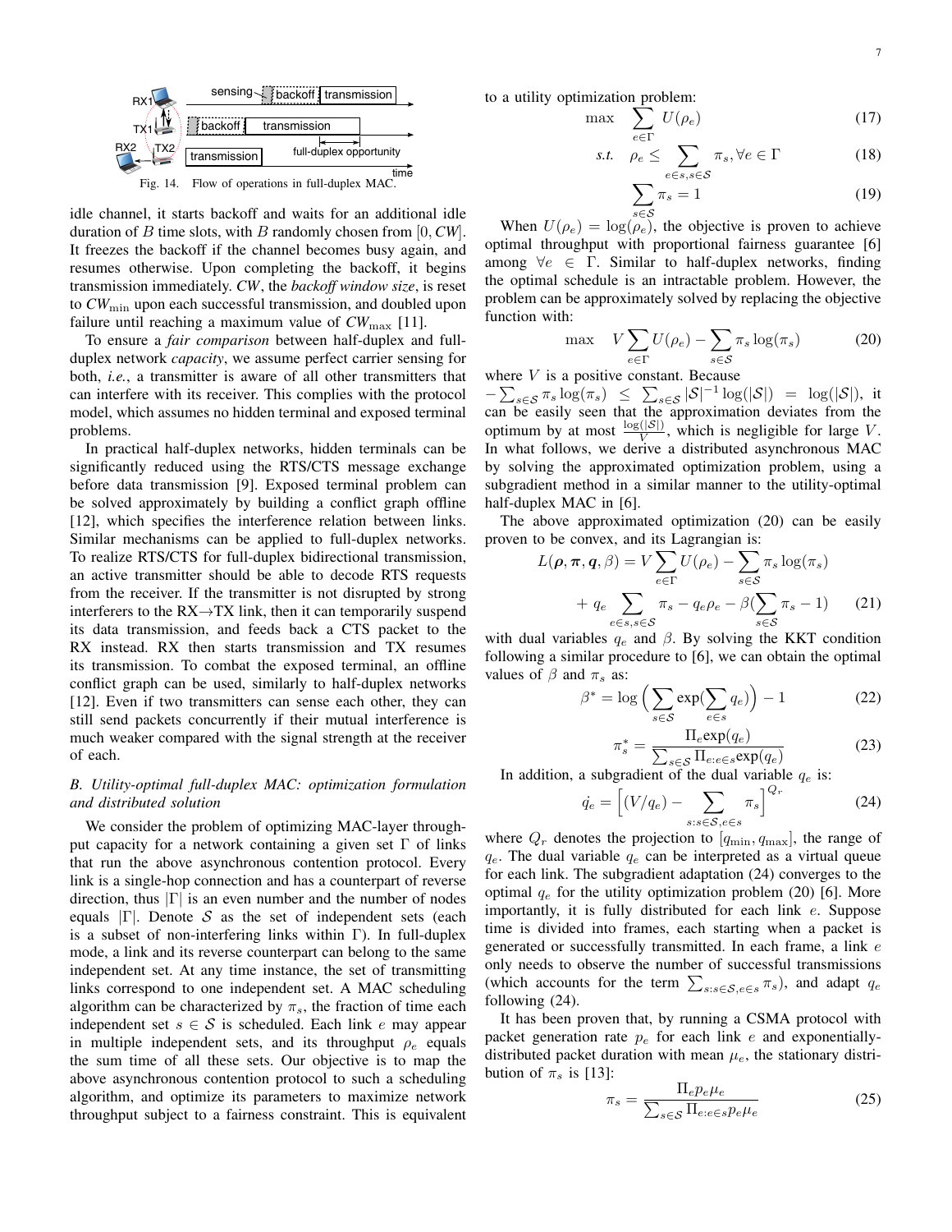Fig. 14. Flow of operations in full-duplex MAC.

idle channel, it starts backoff and waits for an additional idle duration of $B$ time slots, with $B$ randomly chosen from $[0, CW]$. It freezes the backoff if the channel becomes busy again, and resumes otherwise. Upon completing the backoff, it begins transmission immediately. *CW*, the *backoff window size*, is reset to $CW_{\min}$ upon each successful transmission, and doubled upon failure until reaching a maximum value of $CW_{\max}$ [11].

To ensure a *fair comparison* between half-duplex and full-duplex network *capacity*, we assume perfect carrier sensing for both, *i.e.*, a transmitter is aware of all other transmitters that can interfere with its receiver. This complies with the protocol model, which assumes no hidden terminal and exposed terminal problems.

In practical half-duplex networks, hidden terminals can be significantly reduced using the RTS/CTS message exchange before data transmission [9]. Exposed terminal problem can be solved approximately by building a conflict graph offline [12], which specifies the interference relation between links. Similar mechanisms can be applied to full-duplex networks. To realize RTS/CTS for full-duplex bidirectional transmission, an active transmitter should be able to decode RTS requests from the receiver. If the transmitter is not disrupted by strong interferers to the RX→TX link, then it can temporarily suspend its data transmission, and feeds back a CTS packet to the RX instead. RX then starts transmission and TX resumes its transmission. To combat the exposed terminal, an offline conflict graph can be used, similarly to half-duplex networks [12]. Even if two transmitters can sense each other, they can still send packets concurrently if their mutual interference is much weaker compared with the signal strength at the receiver of each.

### B. Utility-optimal full-duplex MAC: optimization formulation and distributed solution

We consider the problem of optimizing MAC-layer throughput capacity for a network containing a given set $\Gamma$ of links that run the above asynchronous contention protocol. Every link is a single-hop connection and has a counterpart of reverse direction, thus $|\Gamma|$ is an even number and the number of nodes equals $|\Gamma|$. Denote $\mathcal{S}$ as the set of independent sets (each is a subset of non-interfering links within $\Gamma$). In full-duplex mode, a link and its reverse counterpart can belong to the same independent set. At any time instance, the set of transmitting links correspond to one independent set. A MAC scheduling algorithm can be characterized by $\pi_s$, the fraction of time each independent set $s \in \mathcal{S}$ is scheduled. Each link $e$ may appear in multiple independent sets, and its throughput $\rho_e$ equals the sum time of all these sets. Our objective is to map the above asynchronous contention protocol to such a scheduling algorithm, and optimize its parameters to maximize network throughput subject to a fairness constraint. This is equivalent to a utility optimization problem:

$$\max \quad \sum_{e\in\Gamma} U(\rho_e) \tag{17}$$

$$s.t. \quad \rho_e \leq \sum_{e\in s, s\in\mathcal{S}} \pi_s, \forall e \in \Gamma \tag{18}$$

$$\sum_{s\in\mathcal{S}} \pi_s = 1 \tag{19}$$

When $U(\rho_e) = \log(\rho_e)$, the objective is proven to achieve optimal throughput with proportional fairness guarantee [6] among $\forall e \in \Gamma$. Similar to half-duplex networks, finding the optimal schedule is an intractable problem. However, the problem can be approximately solved by replacing the objective function with:

$$\max \quad V\sum_{e\in\Gamma} U(\rho_e) - \sum_{s\in\mathcal{S}} \pi_s \log(\pi_s) \tag{20}$$

where $V$ is a positive constant. Because $-\sum_{s\in\mathcal{S}} \pi_s \log(\pi_s) \leq \sum_{s\in\mathcal{S}} |\mathcal{S}|^{-1} \log(|\mathcal{S}|) = \log(|\mathcal{S}|)$, it can be easily seen that the approximation deviates from the optimum by at most $\frac{\log(|\mathcal{S}|)}{V}$, which is negligible for large $V$. In what follows, we derive a distributed asynchronous MAC by solving the approximated optimization problem, using a subgradient method in a similar manner to the utility-optimal half-duplex MAC in [6].

The above approximated optimization (20) can be easily proven to be convex, and its Lagrangian is:

$$L(\boldsymbol{\rho}, \boldsymbol{\pi}, \boldsymbol{q}, \beta) = V\sum_{e\in\Gamma} U(\rho_e) - \sum_{s\in\mathcal{S}} \pi_s \log(\pi_s) + q_e \sum_{e\in s, s\in\mathcal{S}} \pi_s - q_e\rho_e - \beta(\sum_{s\in\mathcal{S}} \pi_s - 1) \tag{21}$$

with dual variables $q_e$ and $\beta$. By solving the KKT condition following a similar procedure to [6], we can obtain the optimal values of $\beta$ and $\pi_s$ as:

$$\beta^* = \log\Big(\sum_{s\in\mathcal{S}} \exp(\sum_{e\in s} q_e)\Big) - 1 \tag{22}$$

$$\pi_s^* = \frac{\Pi_e \exp(q_e)}{\sum_{s\in\mathcal{S}} \Pi_{e:e\in s} \exp(q_e)} \tag{23}$$

In addition, a subgradient of the dual variable $q_e$ is:

$$\dot{q_e} = \Big[(V/q_e) - \sum_{s:s\in\mathcal{S}, e\in s} \pi_s\Big]^{Q_r} \tag{24}$$

where $Q_r$ denotes the projection to $[q_{\min}, q_{\max}]$, the range of $q_e$. The dual variable $q_e$ can be interpreted as a virtual queue for each link. The subgradient adaptation (24) converges to the optimal $q_e$ for the utility optimization problem (20) [6]. More importantly, it is fully distributed for each link $e$. Suppose time is divided into frames, each starting when a packet is generated or successfully transmitted. In each frame, a link $e$ only needs to observe the number of successful transmissions (which accounts for the term $\sum_{s:s\in\mathcal{S}, e\in s} \pi_s$), and adapt $q_e$ following (24).

It has been proven that, by running a CSMA protocol with packet generation rate $p_e$ for each link $e$ and exponentially-distributed packet duration with mean $\mu_e$, the stationary distribution of $\pi_s$ is [13]:

$$\pi_s = \frac{\Pi_e p_e \mu_e}{\sum_{s\in\mathcal{S}} \Pi_{e:e\in s} p_e \mu_e} \tag{25}$$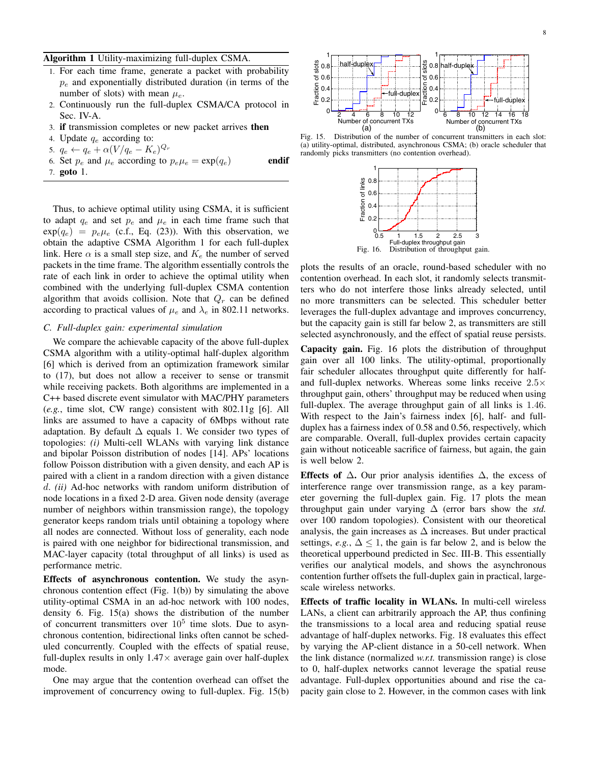**Algorithm 1** Utility-maximizing full-duplex CSMA.

1. For each time frame, generate a packet with probability $p_e$ and exponentially distributed duration (in terms of the number of slots) with mean $\mu_e$.
2. Continuously run the full-duplex CSMA/CA protocol in Sec. IV-A.
3. **if** transmission completes or new packet arrives **then**
4. Update $q_e$ according to:
5. $q_e \leftarrow q_e + \alpha(V/q_e - K_e)^{Q_r}$
6. Set $p_e$ and $\mu_e$ according to $p_e\mu_e = \exp(q_e)$ **endif**
7. **goto** 1.

Thus, to achieve optimal utility using CSMA, it is sufficient to adapt $q_e$ and set $p_e$ and $\mu_e$ in each time frame such that $\exp(q_e) = p_e\mu_e$ (c.f., Eq. (23)). With this observation, we obtain the adaptive CSMA Algorithm 1 for each full-duplex link. Here $\alpha$ is a small step size, and $K_e$ the number of served packets in the time frame. The algorithm essentially controls the rate of each link in order to achieve the optimal utility when combined with the underlying full-duplex CSMA contention algorithm that avoids collision. Note that $Q_r$ can be defined according to practical values of $\mu_e$ and $\lambda_e$ in 802.11 networks.

### C. Full-duplex gain: experimental simulation

We compare the achievable capacity of the above full-duplex CSMA algorithm with a utility-optimal half-duplex algorithm [6] which is derived from an optimization framework similar to (17), but does not allow a receiver to sense or transmit while receiving packets. Both algorithms are implemented in a C++ based discrete event simulator with MAC/PHY parameters (*e.g.*, time slot, CW range) consistent with 802.11g [6]. All links are assumed to have a capacity of 6Mbps without rate adaptation. By default $\Delta$ equals 1. We consider two types of topologies: *(i)* Multi-cell WLANs with varying link distance and bipolar Poisson distribution of nodes [14]. APs' locations follow Poisson distribution with a given density, and each AP is paired with a client in a random direction with a given distance $d$. *(ii)* Ad-hoc networks with random uniform distribution of node locations in a fixed 2-D area. Given node density (average number of neighbors within transmission range), the topology generator keeps random trials until obtaining a topology where all nodes are connected. Without loss of generality, each node is paired with one neighbor for bidirectional transmission, and MAC-layer capacity (total throughput of all links) is used as performance metric.

**Effects of asynchronous contention.** We study the asynchronous contention effect (Fig. 1(b)) by simulating the above utility-optimal CSMA in an ad-hoc network with 100 nodes, density 6. Fig. 15(a) shows the distribution of the number of concurrent transmitters over $10^5$ time slots. Due to asynchronous contention, bidirectional links often cannot be scheduled concurrently. Coupled with the effects of spatial reuse, full-duplex results in only 1.47× average gain over half-duplex mode.

One may argue that the contention overhead can offset the improvement of concurrency owing to full-duplex. Fig. 15(b) plots the results of an oracle, round-based scheduler with no contention overhead. In each slot, it randomly selects transmitters who do not interfere those links already selected, until no more transmitters can be selected. This scheduler better leverages the full-duplex advantage and improves concurrency, but the capacity gain is still far below 2, as transmitters are still selected asynchronously, and the effect of spatial reuse persists.

Fig. 15. Distribution of the number of concurrent transmitters in each slot: (a) utility-optimal, distributed, asynchronous CSMA; (b) oracle scheduler that randomly picks transmitters (no contention overhead).

Fig. 16. Distribution of throughput gain.

**Capacity gain.** Fig. 16 plots the distribution of throughput gain over all 100 links. The utility-optimal, proportionally fair scheduler allocates throughput quite differently for half- and full-duplex networks. Whereas some links receive 2.5× throughput gain, others' throughput may be reduced when using full-duplex. The average throughput gain of all links is 1.46. With respect to the Jain's fairness index [6], half- and full-duplex has a fairness index of 0.58 and 0.56, respectively, which are comparable. Overall, full-duplex provides certain capacity gain without noticeable sacrifice of fairness, but again, the gain is well below 2.

**Effects of $\Delta$.** Our prior analysis identifies $\Delta$, the excess of interference range over transmission range, as a key parameter governing the full-duplex gain. Fig. 17 plots the mean throughput gain under varying $\Delta$ (error bars show the *std.* over 100 random topologies). Consistent with our theoretical analysis, the gain increases as $\Delta$ increases. But under practical settings, *e.g.*, $\Delta \leq 1$, the gain is far below 2, and is below the theoretical upperbound predicted in Sec. III-B. This essentially verifies our analytical models, and shows the asynchronous contention further offsets the full-duplex gain in practical, large-scale wireless networks.

**Effects of traffic locality in WLANs.** In multi-cell wireless LANs, a client can arbitrarily approach the AP, thus confining the transmissions to a local area and reducing spatial reuse advantage of half-duplex networks. Fig. 18 evaluates this effect by varying the AP-client distance in a 50-cell network. When the link distance (normalized *w.r.t.* transmission range) is close to 0, half-duplex networks cannot leverage the spatial reuse advantage. Full-duplex opportunities abound and rise the capacity gain close to 2. However, in the common cases with link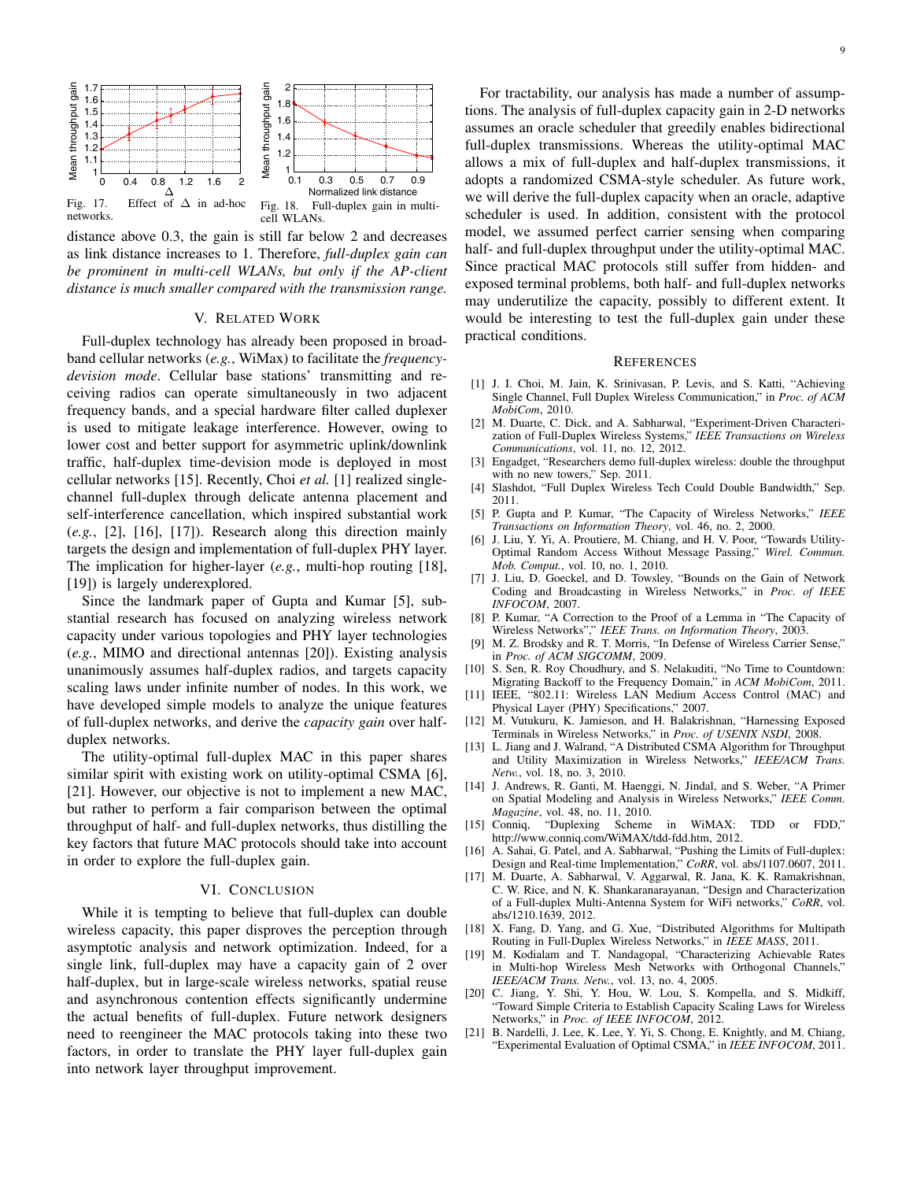Mean throughput gain
1.7
1.6
1.5
1.4
1.3
1.2
1.1
1
0 0.4 0.8 1.2 1.6 2
Δ

Fig. 17. Effect of Δ in ad-hoc networks.

Mean throughput gain
2
1.8
1.6
1.4
1.2
1
0.1 0.3 0.5 0.7 0.9
Normalized link distance

Fig. 18. Full-duplex gain in multi-cell WLANs.

distance above 0.3, the gain is still far below 2 and decreases as link distance increases to 1. Therefore, *full-duplex gain can be prominent in multi-cell WLANs, but only if the AP-client distance is much smaller compared with the transmission range.*

## V. Related Work

Full-duplex technology has already been proposed in broadband cellular networks (*e.g.*, WiMax) to facilitate the *frequency-devision mode*. Cellular base stations' transmitting and receiving radios can operate simultaneously in two adjacent frequency bands, and a special hardware filter called duplexer is used to mitigate leakage interference. However, owing to lower cost and better support for asymmetric uplink/downlink traffic, half-duplex time-devision mode is deployed in most cellular networks [15]. Recently, Choi *et al.* [1] realized single-channel full-duplex through delicate antenna placement and self-interference cancellation, which inspired substantial work (*e.g.*, [2], [16], [17]). Research along this direction mainly targets the design and implementation of full-duplex PHY layer. The implication for higher-layer (*e.g.*, multi-hop routing [18], [19]) is largely underexplored.

Since the landmark paper of Gupta and Kumar [5], substantial research has focused on analyzing wireless network capacity under various topologies and PHY layer technologies (*e.g.*, MIMO and directional antennas [20]). Existing analysis unanimously assumes half-duplex radios, and targets capacity scaling laws under infinite number of nodes. In this work, we have developed simple models to analyze the unique features of full-duplex networks, and derive the *capacity gain* over half-duplex networks.

The utility-optimal full-duplex MAC in this paper shares similar spirit with existing work on utility-optimal CSMA [6], [21]. However, our objective is not to implement a new MAC, but rather to perform a fair comparison between the optimal throughput of half- and full-duplex networks, thus distilling the key factors that future MAC protocols should take into account in order to explore the full-duplex gain.

## VI. Conclusion

While it is tempting to believe that full-duplex can double wireless capacity, this paper disproves the perception through asymptotic analysis and network optimization. Indeed, for a single link, full-duplex may have a capacity gain of 2 over half-duplex, but in large-scale wireless networks, spatial reuse and asynchronous contention effects significantly undermine the actual benefits of full-duplex. Future network designers need to reengineer the MAC protocols taking into these two factors, in order to translate the PHY layer full-duplex gain into network layer throughput improvement.

For tractability, our analysis has made a number of assumptions. The analysis of full-duplex capacity gain in 2-D networks assumes an oracle scheduler that greedily enables bidirectional full-duplex transmissions. Whereas the utility-optimal MAC allows a mix of full-duplex and half-duplex transmissions, it adopts a randomized CSMA-style scheduler. As future work, we will derive the full-duplex capacity when an oracle, adaptive scheduler is used. In addition, consistent with the protocol model, we assumed perfect carrier sensing when comparing half- and full-duplex throughput under the utility-optimal MAC. Since practical MAC protocols still suffer from hidden- and exposed terminal problems, both half- and full-duplex networks may underutilize the capacity, possibly to different extent. It would be interesting to test the full-duplex gain under these practical conditions.

## References

[1] J. I. Choi, M. Jain, K. Srinivasan, P. Levis, and S. Katti, "Achieving Single Channel, Full Duplex Wireless Communication," in *Proc. of ACM MobiCom*, 2010.

[2] M. Duarte, C. Dick, and A. Sabharwal, "Experiment-Driven Characterization of Full-Duplex Wireless Systems," *IEEE Transactions on Wireless Communications*, vol. 11, no. 12, 2012.

[3] Engadget, "Researchers demo full-duplex wireless: double the throughput with no new towers," Sep. 2011.

[4] Slashdot, "Full Duplex Wireless Tech Could Double Bandwidth," Sep. 2011.

[5] P. Gupta and P. Kumar, "The Capacity of Wireless Networks," *IEEE Transactions on Information Theory*, vol. 46, no. 2, 2000.

[6] J. Liu, Y. Yi, A. Proutiere, M. Chiang, and H. V. Poor, "Towards Utility-Optimal Random Access Without Message Passing," *Wirel. Commun. Mob. Comput.*, vol. 10, no. 1, 2010.

[7] J. Liu, D. Goeckel, and D. Towsley, "Bounds on the Gain of Network Coding and Broadcasting in Wireless Networks," in *Proc. of IEEE INFOCOM*, 2007.

[8] P. Kumar, "A Correction to the Proof of a Lemma in "The Capacity of Wireless Networks"," *IEEE Trans. on Information Theory*, 2003.

[9] M. Z. Brodsky and R. T. Morris, "In Defense of Wireless Carrier Sense," in *Proc. of ACM SIGCOMM*, 2009.

[10] S. Sen, R. Roy Choudhury, and S. Nelakuditi, "No Time to Countdown: Migrating Backoff to the Frequency Domain," in *ACM MobiCom*, 2011.

[11] IEEE, "802.11: Wireless LAN Medium Access Control (MAC) and Physical Layer (PHY) Specifications," 2007.

[12] M. Vutukuru, K. Jamieson, and H. Balakrishnan, "Harnessing Exposed Terminals in Wireless Networks," in *Proc. of USENIX NSDI*, 2008.

[13] L. Jiang and J. Walrand, "A Distributed CSMA Algorithm for Throughput and Utility Maximization in Wireless Networks," *IEEE/ACM Trans. Netw.*, vol. 18, no. 3, 2010.

[14] J. Andrews, R. Ganti, M. Haenggi, N. Jindal, and S. Weber, "A Primer on Spatial Modeling and Analysis in Wireless Networks," *IEEE Comm. Magazine*, vol. 48, no. 11, 2010.

[15] Conniq, "Duplexing Scheme in WiMAX: TDD or FDD," http://www.conniq.com/WiMAX/tdd-fdd.htm, 2012.

[16] A. Sahai, G. Patel, and A. Sabharwal, "Pushing the Limits of Full-duplex: Design and Real-time Implementation," *CoRR*, vol. abs/1107.0607, 2011.

[17] M. Duarte, A. Sabharwal, V. Aggarwal, R. Jana, K. K. Ramakrishnan, C. W. Rice, and N. K. Shankaranarayanan, "Design and Characterization of a Full-duplex Multi-Antenna System for WiFi networks," *CoRR*, vol. abs/1210.1639, 2012.

[18] X. Fang, D. Yang, and G. Xue, "Distributed Algorithms for Multipath Routing in Full-Duplex Wireless Networks," in *IEEE MASS*, 2011.

[19] M. Kodialam and T. Nandagopal, "Characterizing Achievable Rates in Multi-hop Wireless Mesh Networks with Orthogonal Channels," *IEEE/ACM Trans. Netw.*, vol. 13, no. 4, 2005.

[20] C. Jiang, Y. Shi, Y. Hou, W. Lou, S. Kompella, and S. Midkiff, "Toward Simple Criteria to Establish Capacity Scaling Laws for Wireless Networks," in *Proc. of IEEE INFOCOM*, 2012.

[21] B. Nardelli, J. Lee, K. Lee, Y. Yi, S. Chong, E. Knightly, and M. Chiang, "Experimental Evaluation of Optimal CSMA," in *IEEE INFOCOM*, 2011.